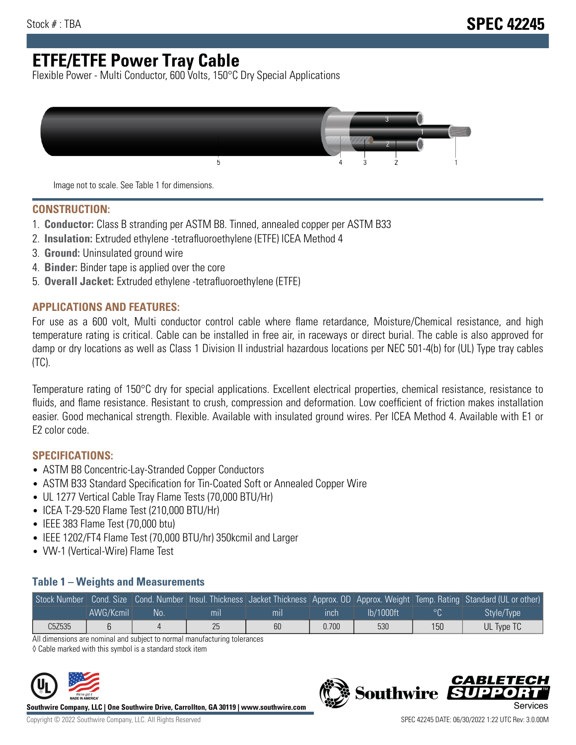Stock # : TBA

# SPEC 42245

# ETFE/ETFE Power Tray Cable

Flexible Power - Multi Conductor, 600 Volts, 150°C Dry Special Applications

Image not to scale. See Table 1 for dimensions.

## CONSTRUCTION:

1. **Conductor:** Class B stranding per ASTM B8. Tinned, annealed copper per ASTM B33
2. **Insulation:** Extruded ethylene -tetrafluoroethylene (ETFE) ICEA Method 4
3. **Ground:** Uninsulated ground wire
4. **Binder:** Binder tape is applied over the core
5. **Overall Jacket:** Extruded ethylene -tetrafluoroethylene (ETFE)

## APPLICATIONS AND FEATURES:

For use as a 600 volt, Multi conductor control cable where flame retardance, Moisture/Chemical resistance, and high temperature rating is critical. Cable can be installed in free air, in raceways or direct burial. The cable is also approved for damp or dry locations as well as Class 1 Division II industrial hazardous locations per NEC 501-4(b) for (UL) Type tray cables (TC).

Temperature rating of 150°C dry for special applications. Excellent electrical properties, chemical resistance, resistance to fluids, and flame resistance. Resistant to crush, compression and deformation. Low coefficient of friction makes installation easier. Good mechanical strength. Flexible. Available with insulated ground wires. Per ICEA Method 4. Available with E1 or E2 color code.

## SPECIFICATIONS:

- ASTM B8 Concentric-Lay-Stranded Copper Conductors
- ASTM B33 Standard Specification for Tin-Coated Soft or Annealed Copper Wire
- UL 1277 Vertical Cable Tray Flame Tests (70,000 BTU/Hr)
- ICEA T-29-520 Flame Test (210,000 BTU/Hr)
- IEEE 383 Flame Test (70,000 btu)
- IEEE 1202/FT4 Flame Test (70,000 BTU/hr) 350kcmil and Larger
- VW-1 (Vertical-Wire) Flame Test

### Table 1 – Weights and Measurements

| Stock Number | Cond. Size | Cond. Number | Insul. Thickness | Jacket Thickness | Approx. OD | Approx. Weight | Temp. Rating | Standard (UL or other) |
|---|---|---|---|---|---|---|---|---|
| | AWG/Kcmil | No. | mil | mil | inch | lb/1000ft | °C | Style/Type |
| C5Z535 | 6 | 4 | 25 | 60 | 0.700 | 530 | 150 | UL Type TC |

All dimensions are nominal and subject to normal manufacturing tolerances

◊ Cable marked with this symbol is a standard stock item

**Southwire Company, LLC | One Southwire Drive, Carrollton, GA 30119 | www.southwire.com**

Copyright © 2022 Southwire Company, LLC. All Rights Reserved

SPEC 42245 DATE: 06/30/2022 1:22 UTC Rev: 3.0.00M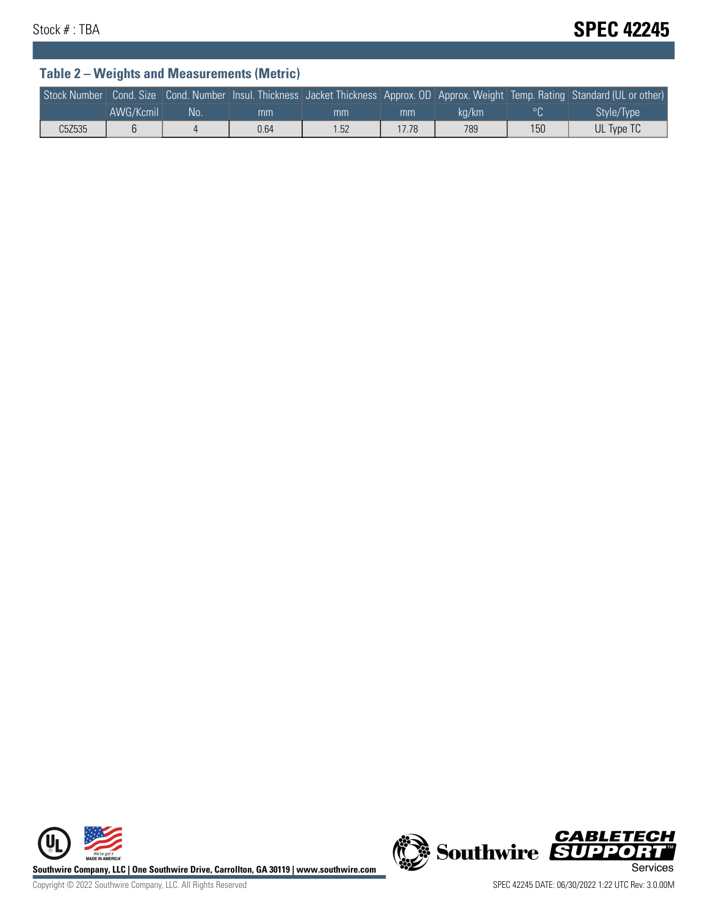### Table 2 – Weights and Measurements (Metric)

| Stock Number | Cond. Size | Cond. Number | Insul. Thickness | Jacket Thickness | Approx. OD | Approx. Weight | Temp. Rating | Standard (UL or other) |
|---|---|---|---|---|---|---|---|---|
| | AWG/Kcmil | No. | mm | mm | mm | kg/km | °C | Style/Type |
| C5Z535 | 6 | 4 | 0.64 | 1.52 | 17.78 | 789 | 150 | UL Type TC |